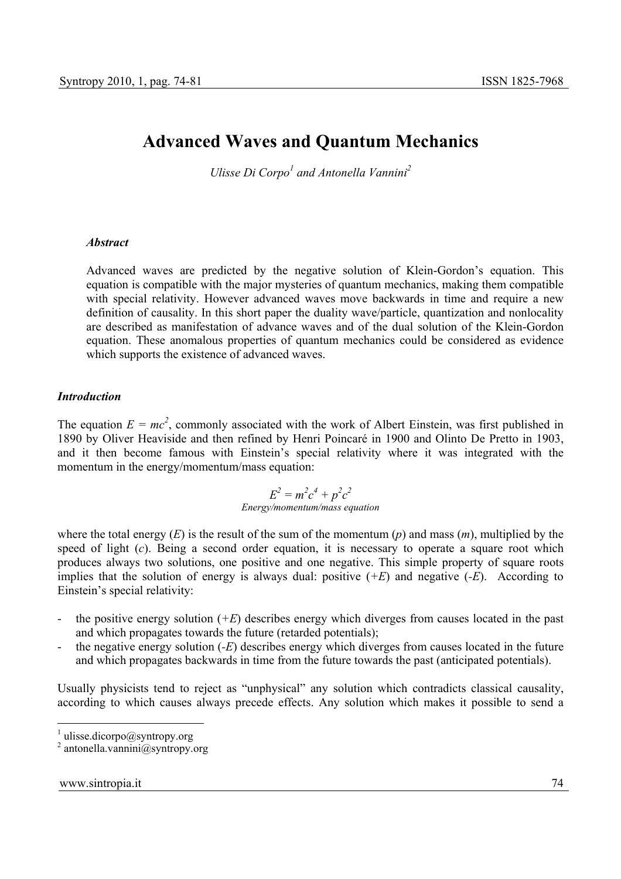# Advanced Waves and Quantum Mechanics

*Ulisse Di Corpo[1] and Antonella Vannini[2]*

### *Abstract*

Advanced waves are predicted by the negative solution of Klein-Gordon's equation. This equation is compatible with the major mysteries of quantum mechanics, making them compatible with special relativity. However advanced waves move backwards in time and require a new definition of causality. In this short paper the duality wave/particle, quantization and nonlocality are described as manifestation of advance waves and of the dual solution of the Klein-Gordon equation. These anomalous properties of quantum mechanics could be considered as evidence which supports the existence of advanced waves.

### *Introduction*

The equation $E = mc^2$, commonly associated with the work of Albert Einstein, was first published in 1890 by Oliver Heaviside and then refined by Henri Poincaré in 1900 and Olinto De Pretto in 1903, and it then become famous with Einstein's special relativity where it was integrated with the momentum in the energy/momentum/mass equation:

$$E^2 = m^2c^4 + p^2c^2$$

*Energy/momentum/mass equation*

where the total energy ($E$) is the result of the sum of the momentum ($p$) and mass ($m$), multiplied by the speed of light ($c$). Being a second order equation, it is necessary to operate a square root which produces always two solutions, one positive and one negative. This simple property of square roots implies that the solution of energy is always dual: positive ($+E$) and negative ($-E$). According to Einstein's special relativity:

- the positive energy solution ($+E$) describes energy which diverges from causes located in the past and which propagates towards the future (retarded potentials);
- the negative energy solution ($-E$) describes energy which diverges from causes located in the future and which propagates backwards in time from the future towards the past (anticipated potentials).

Usually physicists tend to reject as "unphysical" any solution which contradicts classical causality, according to which causes always precede effects. Any solution which makes it possible to send a

---

[1] ulisse.dicorpo@syntropy.org

[2] antonella.vannini@syntropy.org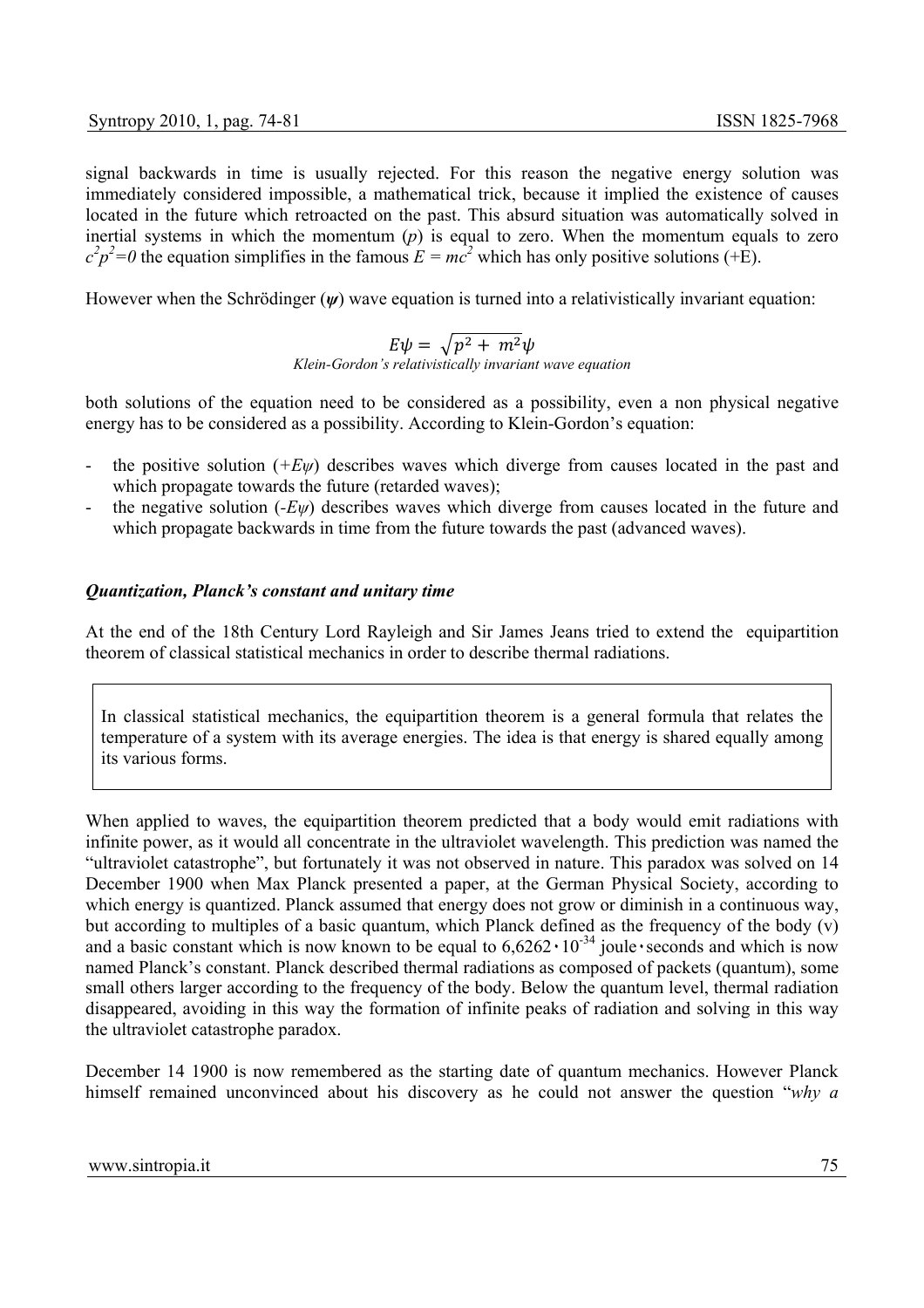signal backwards in time is usually rejected. For this reason the negative energy solution was immediately considered impossible, a mathematical trick, because it implied the existence of causes located in the future which retroacted on the past. This absurd situation was automatically solved in inertial systems in which the momentum ($p$) is equal to zero. When the momentum equals to zero $c^2p^2=0$ the equation simplifies in the famous $E = mc^2$ which has only positive solutions (+E).

However when the Schrödinger ($\psi$) wave equation is turned into a relativistically invariant equation:

$$E\psi = \sqrt{p^2 + m^2}\psi$$

*Klein-Gordon's relativistically invariant wave equation*

both solutions of the equation need to be considered as a possibility, even a non physical negative energy has to be considered as a possibility. According to Klein-Gordon's equation:

- the positive solution ($+E\psi$) describes waves which diverge from causes located in the past and which propagate towards the future (retarded waves);
- the negative solution ($-E\psi$) describes waves which diverge from causes located in the future and which propagate backwards in time from the future towards the past (advanced waves).

### *Quantization, Planck's constant and unitary time*

At the end of the 18th Century Lord Rayleigh and Sir James Jeans tried to extend the equipartition theorem of classical statistical mechanics in order to describe thermal radiations.

> In classical statistical mechanics, the equipartition theorem is a general formula that relates the temperature of a system with its average energies. The idea is that energy is shared equally among its various forms.

When applied to waves, the equipartition theorem predicted that a body would emit radiations with infinite power, as it would all concentrate in the ultraviolet wavelength. This prediction was named the "ultraviolet catastrophe", but fortunately it was not observed in nature. This paradox was solved on 14 December 1900 when Max Planck presented a paper, at the German Physical Society, according to which energy is quantized. Planck assumed that energy does not grow or diminish in a continuous way, but according to multiples of a basic quantum, which Planck defined as the frequency of the body (v) and a basic constant which is now known to be equal to $6{,}6262 \cdot 10^{-34}$ joule·seconds and which is now named Planck's constant. Planck described thermal radiations as composed of packets (quantum), some small others larger according to the frequency of the body. Below the quantum level, thermal radiation disappeared, avoiding in this way the formation of infinite peaks of radiation and solving in this way the ultraviolet catastrophe paradox.

December 14 1900 is now remembered as the starting date of quantum mechanics. However Planck himself remained unconvinced about his discovery as he could not answer the question "*why a*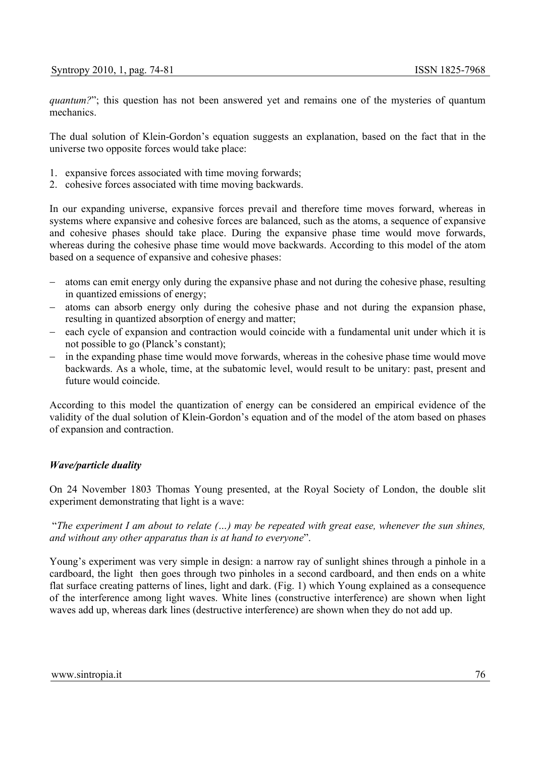*quantum?*"; this question has not been answered yet and remains one of the mysteries of quantum mechanics.

The dual solution of Klein-Gordon's equation suggests an explanation, based on the fact that in the universe two opposite forces would take place:

1. expansive forces associated with time moving forwards;
2. cohesive forces associated with time moving backwards.

In our expanding universe, expansive forces prevail and therefore time moves forward, whereas in systems where expansive and cohesive forces are balanced, such as the atoms, a sequence of expansive and cohesive phases should take place. During the expansive phase time would move forwards, whereas during the cohesive phase time would move backwards. According to this model of the atom based on a sequence of expansive and cohesive phases:

- atoms can emit energy only during the expansive phase and not during the cohesive phase, resulting in quantized emissions of energy;
- atoms can absorb energy only during the cohesive phase and not during the expansion phase, resulting in quantized absorption of energy and matter;
- each cycle of expansion and contraction would coincide with a fundamental unit under which it is not possible to go (Planck's constant);
- in the expanding phase time would move forwards, whereas in the cohesive phase time would move backwards. As a whole, time, at the subatomic level, would result to be unitary: past, present and future would coincide.

According to this model the quantization of energy can be considered an empirical evidence of the validity of the dual solution of Klein-Gordon's equation and of the model of the atom based on phases of expansion and contraction.

### *Wave/particle duality*

On 24 November 1803 Thomas Young presented, at the Royal Society of London, the double slit experiment demonstrating that light is a wave:

"*The experiment I am about to relate (…) may be repeated with great ease, whenever the sun shines, and without any other apparatus than is at hand to everyone*".

Young's experiment was very simple in design: a narrow ray of sunlight shines through a pinhole in a cardboard, the light then goes through two pinholes in a second cardboard, and then ends on a white flat surface creating patterns of lines, light and dark. (Fig. 1) which Young explained as a consequence of the interference among light waves. White lines (constructive interference) are shown when light waves add up, whereas dark lines (destructive interference) are shown when they do not add up.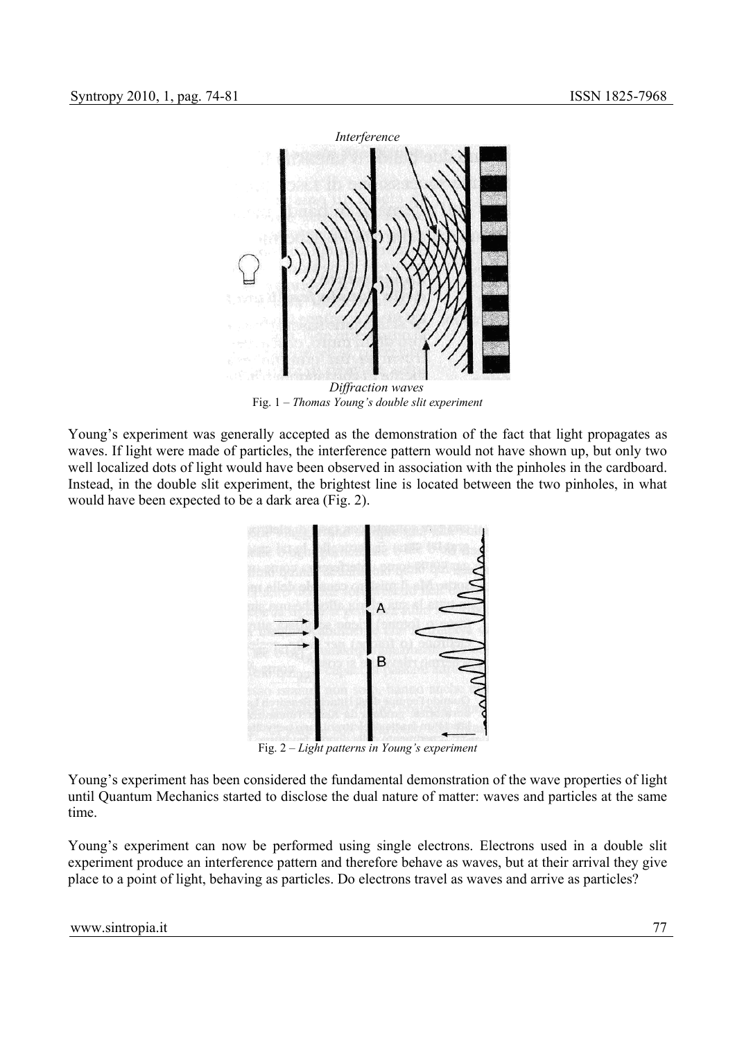*Interference*

*Diffraction waves*

Fig. 1 – *Thomas Young's double slit experiment*

Young's experiment was generally accepted as the demonstration of the fact that light propagates as waves. If light were made of particles, the interference pattern would not have shown up, but only two well localized dots of light would have been observed in association with the pinholes in the cardboard. Instead, in the double slit experiment, the brightest line is located between the two pinholes, in what would have been expected to be a dark area (Fig. 2).

Fig. 2 – *Light patterns in Young's experiment*

Young's experiment has been considered the fundamental demonstration of the wave properties of light until Quantum Mechanics started to disclose the dual nature of matter: waves and particles at the same time.

Young's experiment can now be performed using single electrons. Electrons used in a double slit experiment produce an interference pattern and therefore behave as waves, but at their arrival they give place to a point of light, behaving as particles. Do electrons travel as waves and arrive as particles?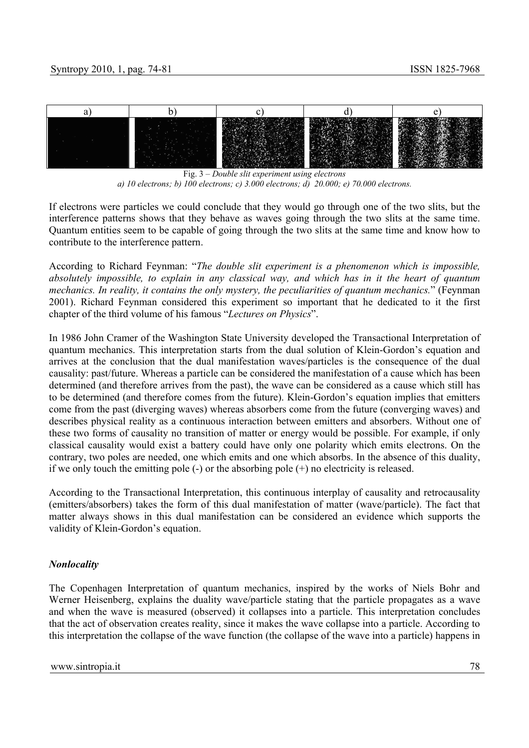| a) | b) | c) | d) | e) |
|---|---|---|---|---|

Fig. 3 – *Double slit experiment using electrons*
*a) 10 electrons; b) 100 electrons; c) 3.000 electrons; d) 20.000; e) 70.000 electrons.*

If electrons were particles we could conclude that they would go through one of the two slits, but the interference patterns shows that they behave as waves going through the two slits at the same time. Quantum entities seem to be capable of going through the two slits at the same time and know how to contribute to the interference pattern.

According to Richard Feynman: "*The double slit experiment is a phenomenon which is impossible, absolutely impossible, to explain in any classical way, and which has in it the heart of quantum mechanics. In reality, it contains the only mystery, the peculiarities of quantum mechanics.*" (Feynman 2001). Richard Feynman considered this experiment so important that he dedicated to it the first chapter of the third volume of his famous "*Lectures on Physics*".

In 1986 John Cramer of the Washington State University developed the Transactional Interpretation of quantum mechanics. This interpretation starts from the dual solution of Klein-Gordon's equation and arrives at the conclusion that the dual manifestation waves/particles is the consequence of the dual causality: past/future. Whereas a particle can be considered the manifestation of a cause which has been determined (and therefore arrives from the past), the wave can be considered as a cause which still has to be determined (and therefore comes from the future). Klein-Gordon's equation implies that emitters come from the past (diverging waves) whereas absorbers come from the future (converging waves) and describes physical reality as a continuous interaction between emitters and absorbers. Without one of these two forms of causality no transition of matter or energy would be possible. For example, if only classical causality would exist a battery could have only one polarity which emits electrons. On the contrary, two poles are needed, one which emits and one which absorbs. In the absence of this duality, if we only touch the emitting pole (-) or the absorbing pole (+) no electricity is released.

According to the Transactional Interpretation, this continuous interplay of causality and retrocausality (emitters/absorbers) takes the form of this dual manifestation of matter (wave/particle). The fact that matter always shows in this dual manifestation can be considered an evidence which supports the validity of Klein-Gordon's equation.

### *Nonlocality*

The Copenhagen Interpretation of quantum mechanics, inspired by the works of Niels Bohr and Werner Heisenberg, explains the duality wave/particle stating that the particle propagates as a wave and when the wave is measured (observed) it collapses into a particle. This interpretation concludes that the act of observation creates reality, since it makes the wave collapse into a particle. According to this interpretation the collapse of the wave function (the collapse of the wave into a particle) happens in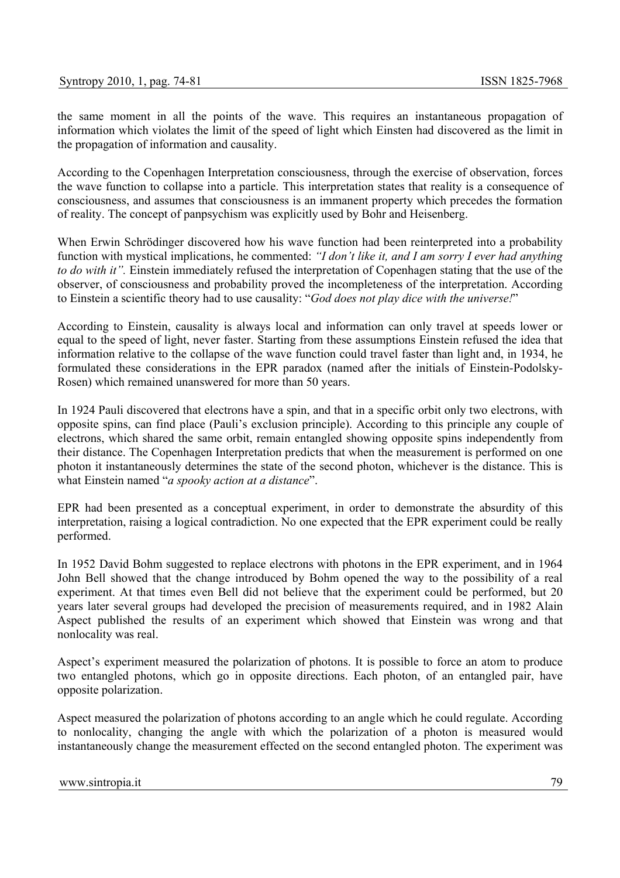the same moment in all the points of the wave. This requires an instantaneous propagation of information which violates the limit of the speed of light which Einsten had discovered as the limit in the propagation of information and causality.

According to the Copenhagen Interpretation consciousness, through the exercise of observation, forces the wave function to collapse into a particle. This interpretation states that reality is a consequence of consciousness, and assumes that consciousness is an immanent property which precedes the formation of reality. The concept of panpsychism was explicitly used by Bohr and Heisenberg.

When Erwin Schrödinger discovered how his wave function had been reinterpreted into a probability function with mystical implications, he commented: *"I don't like it, and I am sorry I ever had anything to do with it".* Einstein immediately refused the interpretation of Copenhagen stating that the use of the observer, of consciousness and probability proved the incompleteness of the interpretation. According to Einstein a scientific theory had to use causality: "*God does not play dice with the universe!*"

According to Einstein, causality is always local and information can only travel at speeds lower or equal to the speed of light, never faster. Starting from these assumptions Einstein refused the idea that information relative to the collapse of the wave function could travel faster than light and, in 1934, he formulated these considerations in the EPR paradox (named after the initials of Einstein-Podolsky-Rosen) which remained unanswered for more than 50 years.

In 1924 Pauli discovered that electrons have a spin, and that in a specific orbit only two electrons, with opposite spins, can find place (Pauli's exclusion principle). According to this principle any couple of electrons, which shared the same orbit, remain entangled showing opposite spins independently from their distance. The Copenhagen Interpretation predicts that when the measurement is performed on one photon it instantaneously determines the state of the second photon, whichever is the distance. This is what Einstein named "*a spooky action at a distance*".

EPR had been presented as a conceptual experiment, in order to demonstrate the absurdity of this interpretation, raising a logical contradiction. No one expected that the EPR experiment could be really performed.

In 1952 David Bohm suggested to replace electrons with photons in the EPR experiment, and in 1964 John Bell showed that the change introduced by Bohm opened the way to the possibility of a real experiment. At that times even Bell did not believe that the experiment could be performed, but 20 years later several groups had developed the precision of measurements required, and in 1982 Alain Aspect published the results of an experiment which showed that Einstein was wrong and that nonlocality was real.

Aspect's experiment measured the polarization of photons. It is possible to force an atom to produce two entangled photons, which go in opposite directions. Each photon, of an entangled pair, have opposite polarization.

Aspect measured the polarization of photons according to an angle which he could regulate. According to nonlocality, changing the angle with which the polarization of a photon is measured would instantaneously change the measurement effected on the second entangled photon. The experiment was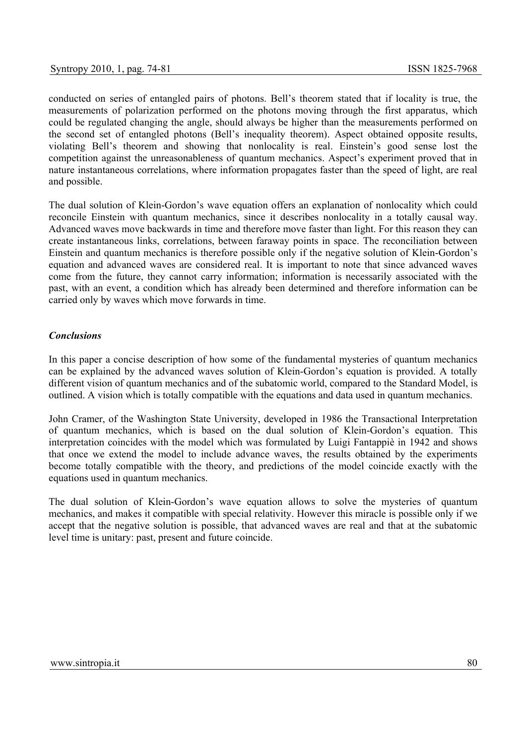conducted on series of entangled pairs of photons. Bell's theorem stated that if locality is true, the measurements of polarization performed on the photons moving through the first apparatus, which could be regulated changing the angle, should always be higher than the measurements performed on the second set of entangled photons (Bell's inequality theorem). Aspect obtained opposite results, violating Bell's theorem and showing that nonlocality is real. Einstein's good sense lost the competition against the unreasonableness of quantum mechanics. Aspect's experiment proved that in nature instantaneous correlations, where information propagates faster than the speed of light, are real and possible.

The dual solution of Klein-Gordon's wave equation offers an explanation of nonlocality which could reconcile Einstein with quantum mechanics, since it describes nonlocality in a totally causal way. Advanced waves move backwards in time and therefore move faster than light. For this reason they can create instantaneous links, correlations, between faraway points in space. The reconciliation between Einstein and quantum mechanics is therefore possible only if the negative solution of Klein-Gordon's equation and advanced waves are considered real. It is important to note that since advanced waves come from the future, they cannot carry information; information is necessarily associated with the past, with an event, a condition which has already been determined and therefore information can be carried only by waves which move forwards in time.

### *Conclusions*

In this paper a concise description of how some of the fundamental mysteries of quantum mechanics can be explained by the advanced waves solution of Klein-Gordon's equation is provided. A totally different vision of quantum mechanics and of the subatomic world, compared to the Standard Model, is outlined. A vision which is totally compatible with the equations and data used in quantum mechanics.

John Cramer, of the Washington State University, developed in 1986 the Transactional Interpretation of quantum mechanics, which is based on the dual solution of Klein-Gordon's equation. This interpretation coincides with the model which was formulated by Luigi Fantappiè in 1942 and shows that once we extend the model to include advance waves, the results obtained by the experiments become totally compatible with the theory, and predictions of the model coincide exactly with the equations used in quantum mechanics.

The dual solution of Klein-Gordon's wave equation allows to solve the mysteries of quantum mechanics, and makes it compatible with special relativity. However this miracle is possible only if we accept that the negative solution is possible, that advanced waves are real and that at the subatomic level time is unitary: past, present and future coincide.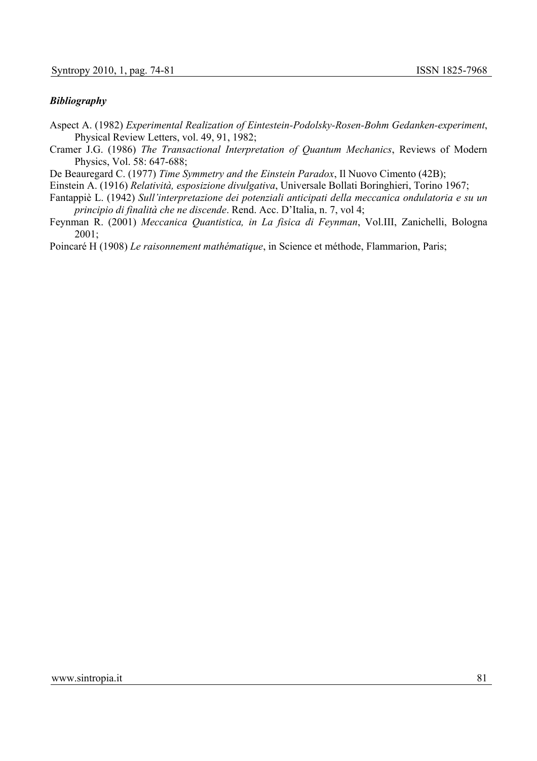***Bibliography***

Aspect A. (1982) *Experimental Realization of Eintestein-Podolsky-Rosen-Bohm Gedanken-experiment*, Physical Review Letters, vol. 49, 91, 1982;

Cramer J.G. (1986) *The Transactional Interpretation of Quantum Mechanics*, Reviews of Modern Physics, Vol. 58: 647-688;

De Beauregard C. (1977) *Time Symmetry and the Einstein Paradox*, Il Nuovo Cimento (42B);

Einstein A. (1916) *Relatività, esposizione divulgativa*, Universale Bollati Boringhieri, Torino 1967;

Fantappiè L. (1942) *Sull'interpretazione dei potenziali anticipati della meccanica ondulatoria e su un principio di finalità che ne discende*. Rend. Acc. D'Italia, n. 7, vol 4;

Feynman R. (2001) *Meccanica Quantistica, in La fisica di Feynman*, Vol.III, Zanichelli, Bologna 2001;

Poincaré H (1908) *Le raisonnement mathématique*, in Science et méthode, Flammarion, Paris;